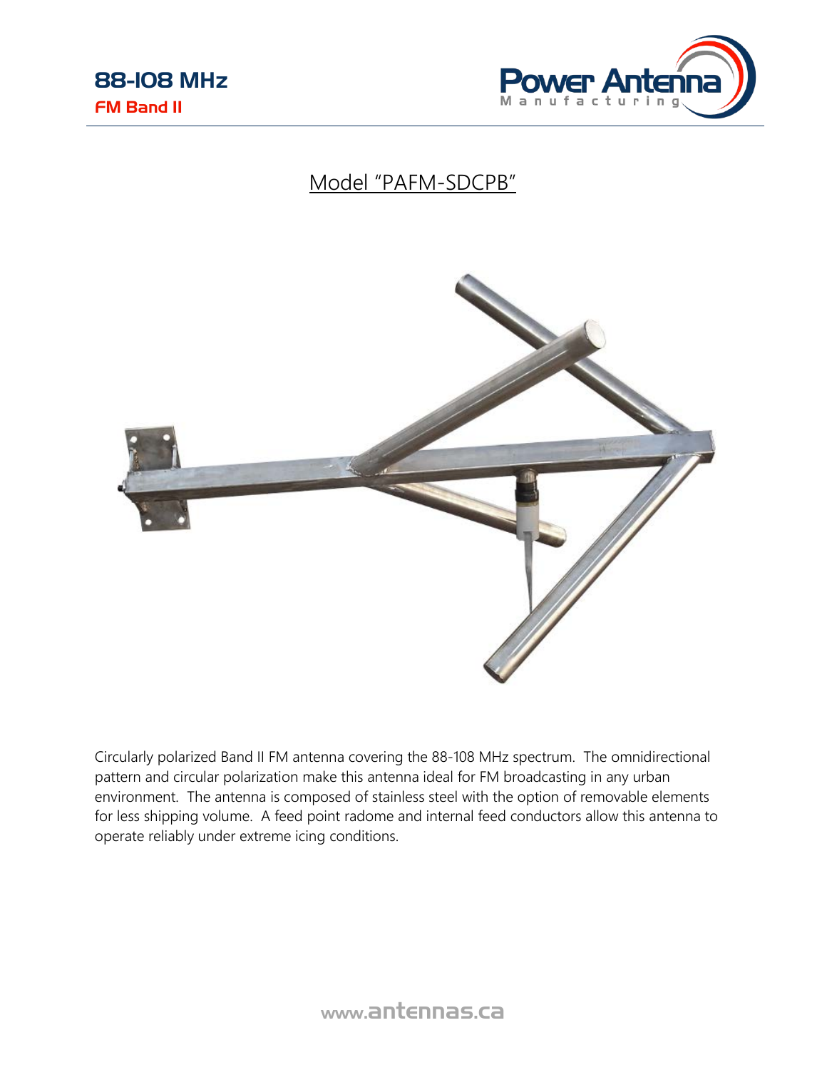88-108 MHz

**FM Band II**

# Model "PAFM-SDCPB"

Circularly polarized Band II FM antenna covering the 88-108 MHz spectrum. The omnidirectional pattern and circular polarization make this antenna ideal for FM broadcasting in any urban environment. The antenna is composed of stainless steel with the option of removable elements for less shipping volume. A feed point radome and internal feed conductors allow this antenna to operate reliably under extreme icing conditions.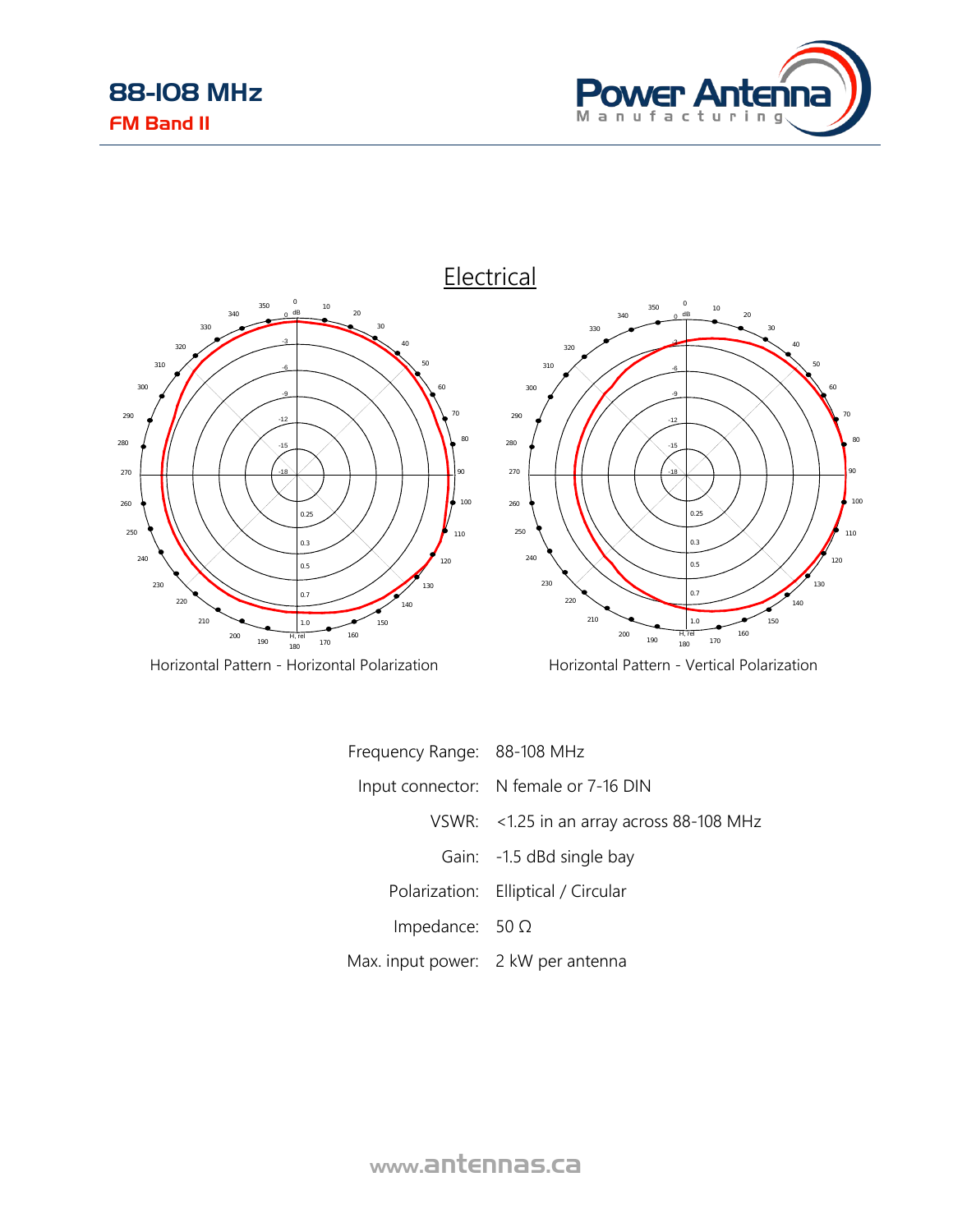# 88-108 MHz

## FM Band II

## Electrical

Horizontal Pattern - Horizontal Polarization

Horizontal Pattern - Vertical Polarization

| | |
|---|---|
| Frequency Range: | 88-108 MHz |
| Input connector: | N female or 7-16 DIN |
| VSWR: | <1.25 in an array across 88-108 MHz |
| Gain: | -1.5 dBd single bay |
| Polarization: | Elliptical / Circular |
| Impedance: | 50 Ω |
| Max. input power: | 2 kW per antenna |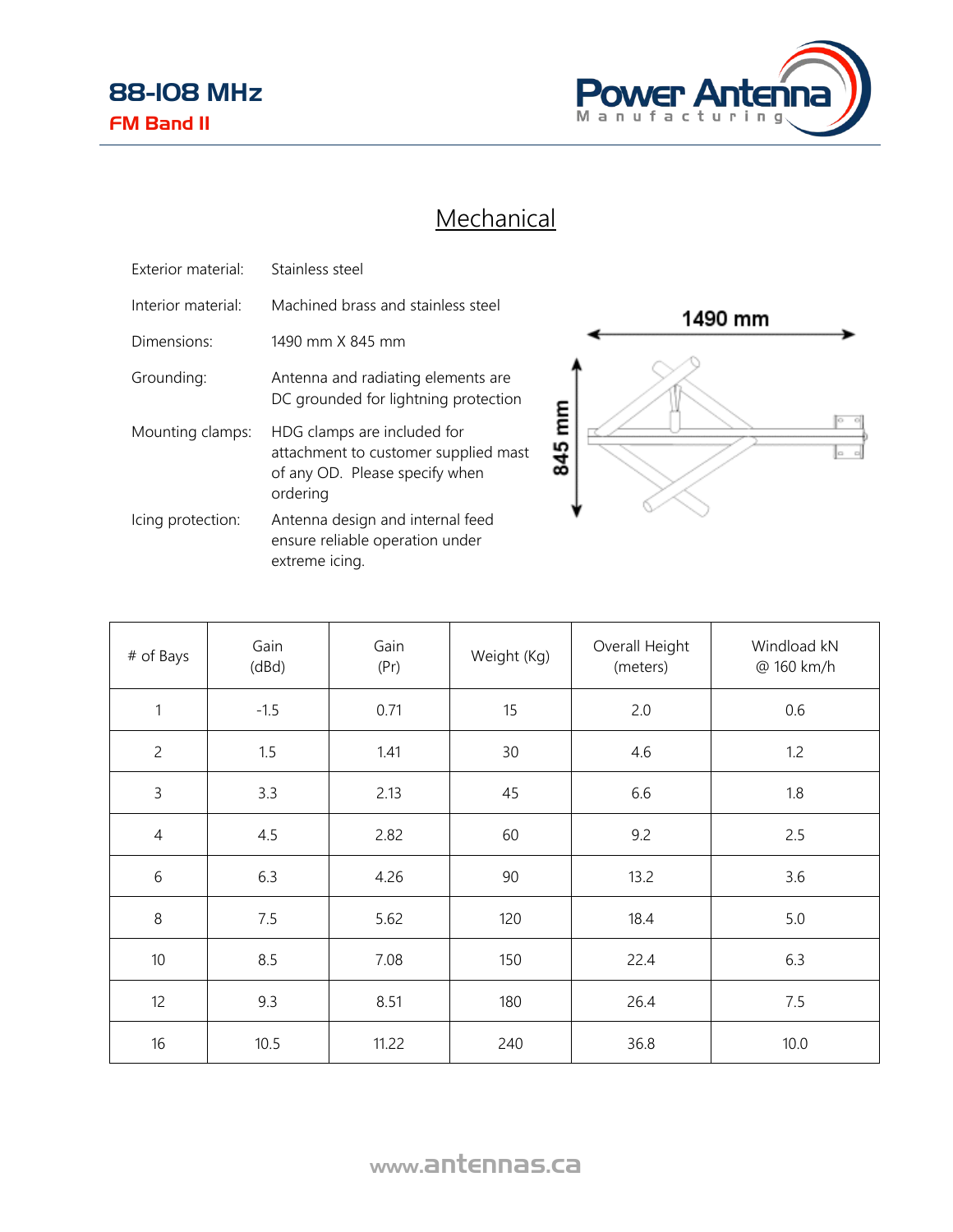# Mechanical

| | |
|---|---|
| Exterior material: | Stainless steel |
| Interior material: | Machined brass and stainless steel |
| Dimensions: | 1490 mm X 845 mm |
| Grounding: | Antenna and radiating elements are DC grounded for lightning protection |
| Mounting clamps: | HDG clamps are included for attachment to customer supplied mast of any OD. Please specify when ordering |
| Icing protection: | Antenna design and internal feed ensure reliable operation under extreme icing. |

1490 mm

845 mm

| # of Bays | Gain (dBd) | Gain (Pr) | Weight (Kg) | Overall Height (meters) | Windload kN @ 160 km/h |
|---|---|---|---|---|---|
| 1 | -1.5 | 0.71 | 15 | 2.0 | 0.6 |
| 2 | 1.5 | 1.41 | 30 | 4.6 | 1.2 |
| 3 | 3.3 | 2.13 | 45 | 6.6 | 1.8 |
| 4 | 4.5 | 2.82 | 60 | 9.2 | 2.5 |
| 6 | 6.3 | 4.26 | 90 | 13.2 | 3.6 |
| 8 | 7.5 | 5.62 | 120 | 18.4 | 5.0 |
| 10 | 8.5 | 7.08 | 150 | 22.4 | 6.3 |
| 12 | 9.3 | 8.51 | 180 | 26.4 | 7.5 |
| 16 | 10.5 | 11.22 | 240 | 36.8 | 10.0 |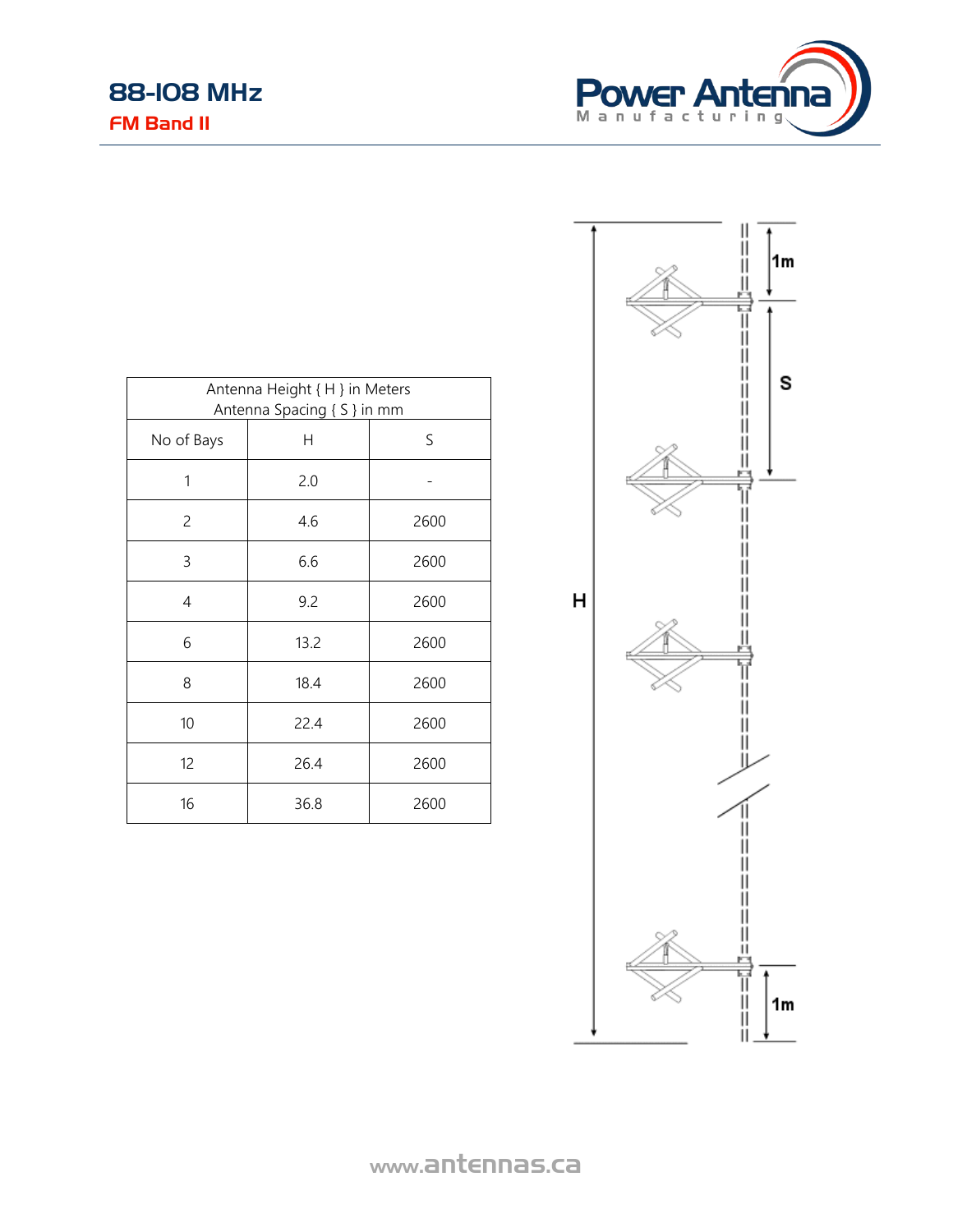# 88-108 MHz

## FM Band II

| Antenna Height { H } in Meters<br>Antenna Spacing { S } in mm | | |
|---|---|---|
| No of Bays | H | S |
| 1 | 2.0 | - |
| 2 | 4.6 | 2600 |
| 3 | 6.6 | 2600 |
| 4 | 9.2 | 2600 |
| 6 | 13.2 | 2600 |
| 8 | 18.4 | 2600 |
| 10 | 22.4 | 2600 |
| 12 | 26.4 | 2600 |
| 16 | 36.8 | 2600 |

1m

S

H

1m

www.antennas.ca